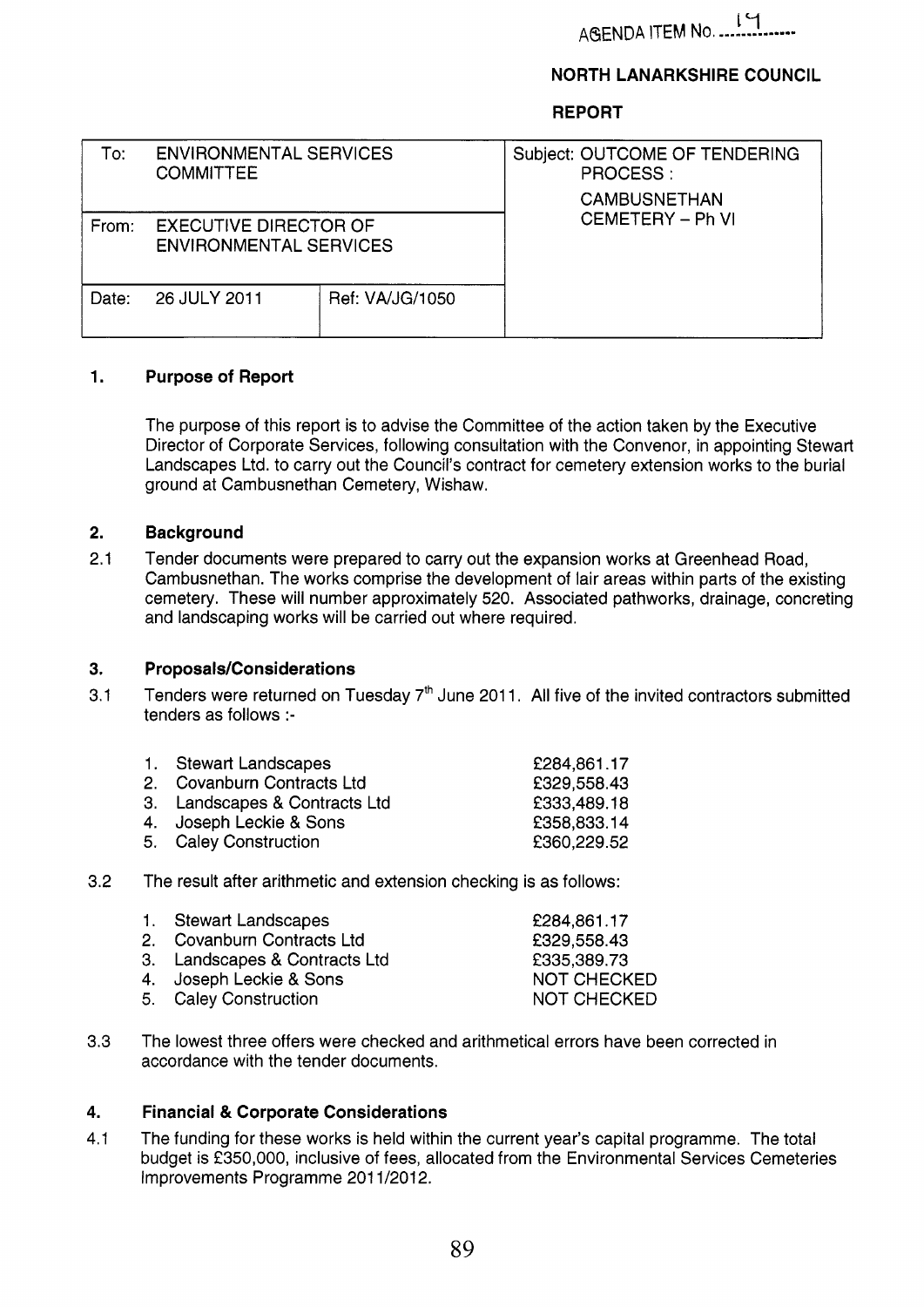AGENDA ITEM No. 14

**NORTH LANARKSHIRE COUNCIL**

**REPORT**

| To: ENVIRONMENTAL SERVICES COMMITTEE | | Subject: OUTCOME OF TENDERING PROCESS : CAMBUSNETHAN CEMETERY – Ph VI |
|---|---|---|
| From: EXECUTIVE DIRECTOR OF ENVIRONMENTAL SERVICES | | |
| Date: 26 JULY 2011 | Ref: VA/JG/1050 | |

## 1. Purpose of Report

The purpose of this report is to advise the Committee of the action taken by the Executive Director of Corporate Services, following consultation with the Convenor, in appointing Stewart Landscapes Ltd. to carry out the Council's contract for cemetery extension works to the burial ground at Cambusnethan Cemetery, Wishaw.

## 2. Background

2.1 Tender documents were prepared to carry out the expansion works at Greenhead Road, Cambusnethan. The works comprise the development of lair areas within parts of the existing cemetery. These will number approximately 520. Associated pathworks, drainage, concreting and landscaping works will be carried out where required.

## 3. Proposals/Considerations

3.1 Tenders were returned on Tuesday 7th June 2011. All five of the invited contractors submitted tenders as follows :-

| | | |
|---|---|---|
| 1. | Stewart Landscapes | £284,861.17 |
| 2. | Covanburn Contracts Ltd | £329,558.43 |
| 3. | Landscapes & Contracts Ltd | £333,489.18 |
| 4. | Joseph Leckie & Sons | £358,833.14 |
| 5. | Caley Construction | £360,229.52 |

3.2 The result after arithmetic and extension checking is as follows:

| | | |
|---|---|---|
| 1. | Stewart Landscapes | £284,861.17 |
| 2. | Covanburn Contracts Ltd | £329,558.43 |
| 3. | Landscapes & Contracts Ltd | £335,389.73 |
| 4. | Joseph Leckie & Sons | NOT CHECKED |
| 5. | Caley Construction | NOT CHECKED |

3.3 The lowest three offers were checked and arithmetical errors have been corrected in accordance with the tender documents.

## 4. Financial & Corporate Considerations

4.1 The funding for these works is held within the current year's capital programme. The total budget is £350,000, inclusive of fees, allocated from the Environmental Services Cemeteries Improvements Programme 2011/2012.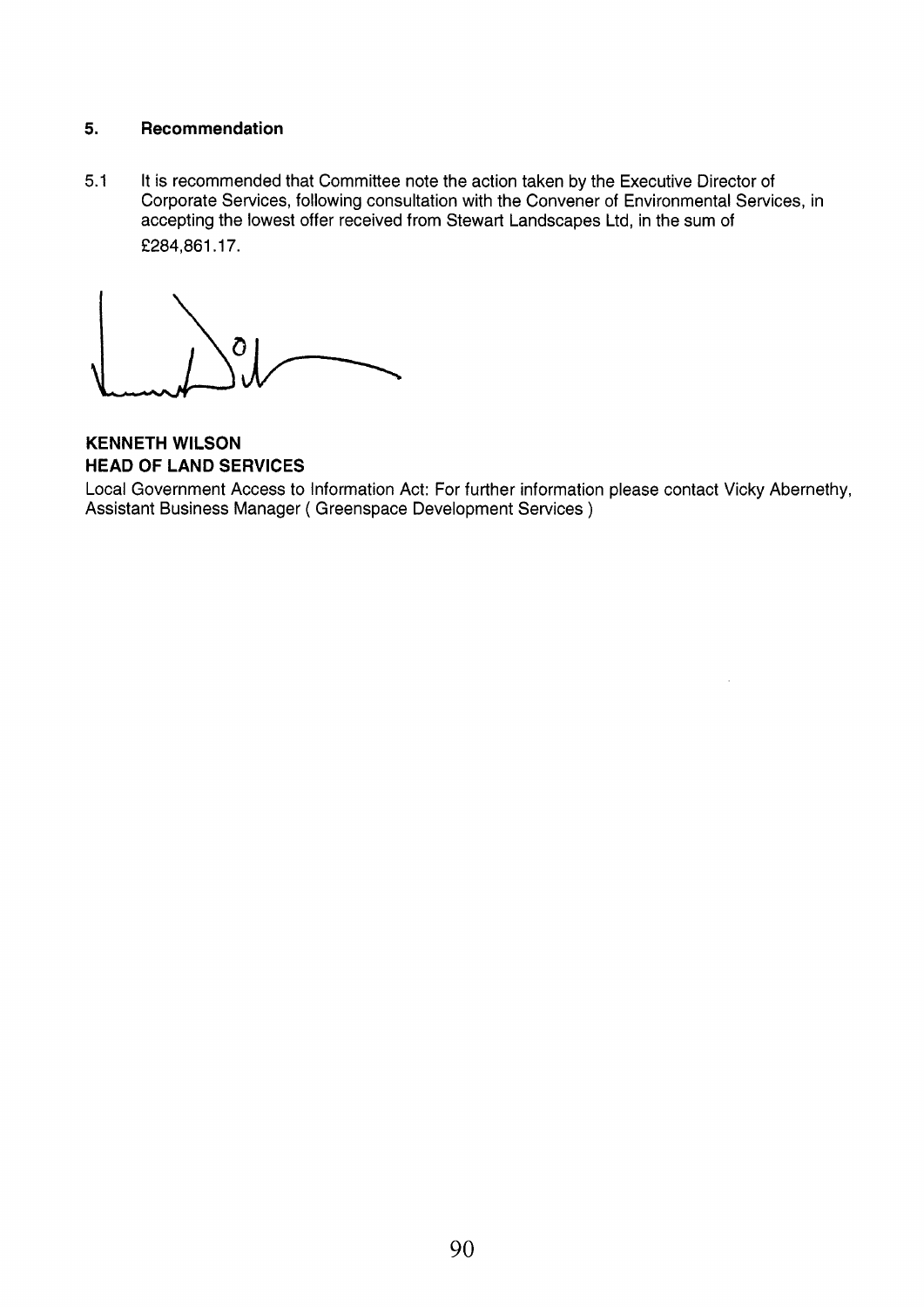## 5. Recommendation

5.1 It is recommended that Committee note the action taken by the Executive Director of Corporate Services, following consultation with the Convener of Environmental Services, in accepting the lowest offer received from Stewart Landscapes Ltd, in the sum of £284,861.17.

**KENNETH WILSON**
**HEAD OF LAND SERVICES**

Local Government Access to Information Act: For further information please contact Vicky Abernethy, Assistant Business Manager ( Greenspace Development Services )